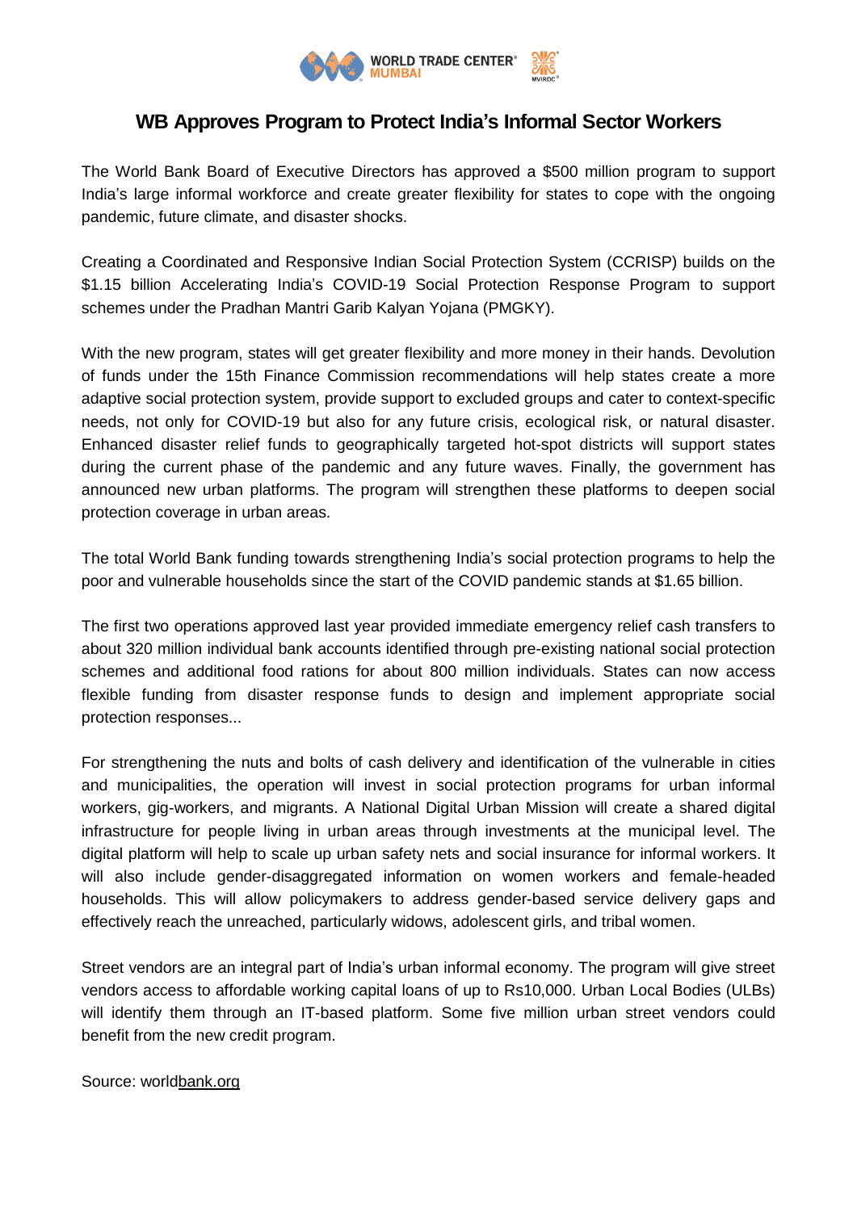# WB Approves Program to Protect India's Informal Sector Workers

The World Bank Board of Executive Directors has approved a $500 million program to support India's large informal workforce and create greater flexibility for states to cope with the ongoing pandemic, future climate, and disaster shocks.

Creating a Coordinated and Responsive Indian Social Protection System (CCRISP) builds on the $1.15 billion Accelerating India's COVID-19 Social Protection Response Program to support schemes under the Pradhan Mantri Garib Kalyan Yojana (PMGKY).

With the new program, states will get greater flexibility and more money in their hands. Devolution of funds under the 15th Finance Commission recommendations will help states create a more adaptive social protection system, provide support to excluded groups and cater to context-specific needs, not only for COVID-19 but also for any future crisis, ecological risk, or natural disaster. Enhanced disaster relief funds to geographically targeted hot-spot districts will support states during the current phase of the pandemic and any future waves. Finally, the government has announced new urban platforms. The program will strengthen these platforms to deepen social protection coverage in urban areas.

The total World Bank funding towards strengthening India's social protection programs to help the poor and vulnerable households since the start of the COVID pandemic stands at $1.65 billion.

The first two operations approved last year provided immediate emergency relief cash transfers to about 320 million individual bank accounts identified through pre-existing national social protection schemes and additional food rations for about 800 million individuals. States can now access flexible funding from disaster response funds to design and implement appropriate social protection responses...

For strengthening the nuts and bolts of cash delivery and identification of the vulnerable in cities and municipalities, the operation will invest in social protection programs for urban informal workers, gig-workers, and migrants. A National Digital Urban Mission will create a shared digital infrastructure for people living in urban areas through investments at the municipal level. The digital platform will help to scale up urban safety nets and social insurance for informal workers. It will also include gender-disaggregated information on women workers and female-headed households. This will allow policymakers to address gender-based service delivery gaps and effectively reach the unreached, particularly widows, adolescent girls, and tribal women.

Street vendors are an integral part of India's urban informal economy. The program will give street vendors access to affordable working capital loans of up to Rs10,000. Urban Local Bodies (ULBs) will identify them through an IT-based platform. Some five million urban street vendors could benefit from the new credit program.

Source: worldbank.org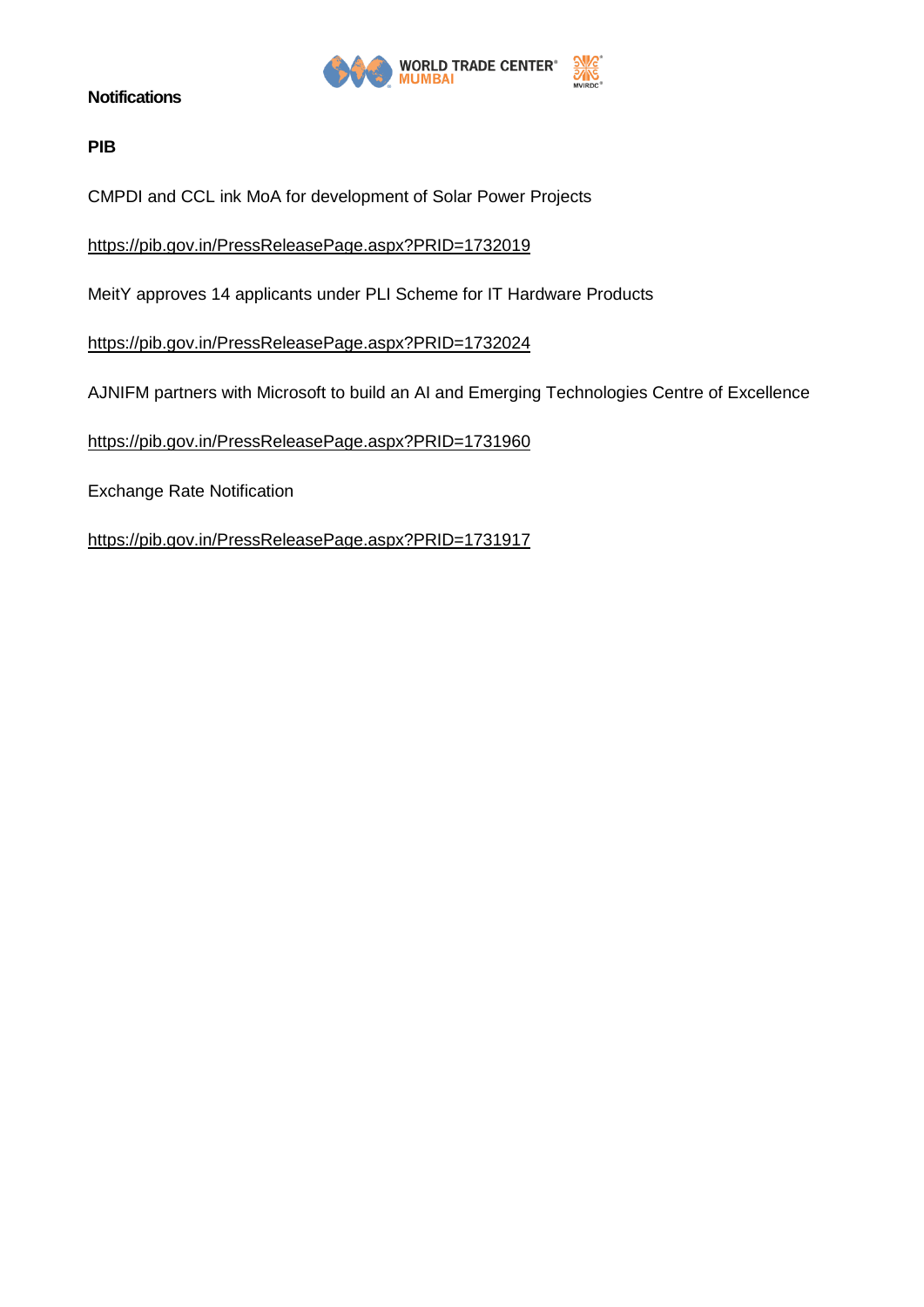**Notifications**

**PIB**

CMPDI and CCL ink MoA for development of Solar Power Projects

https://pib.gov.in/PressReleasePage.aspx?PRID=1732019

MeitY approves 14 applicants under PLI Scheme for IT Hardware Products

https://pib.gov.in/PressReleasePage.aspx?PRID=1732024

AJNIFM partners with Microsoft to build an AI and Emerging Technologies Centre of Excellence

https://pib.gov.in/PressReleasePage.aspx?PRID=1731960

Exchange Rate Notification

https://pib.gov.in/PressReleasePage.aspx?PRID=1731917